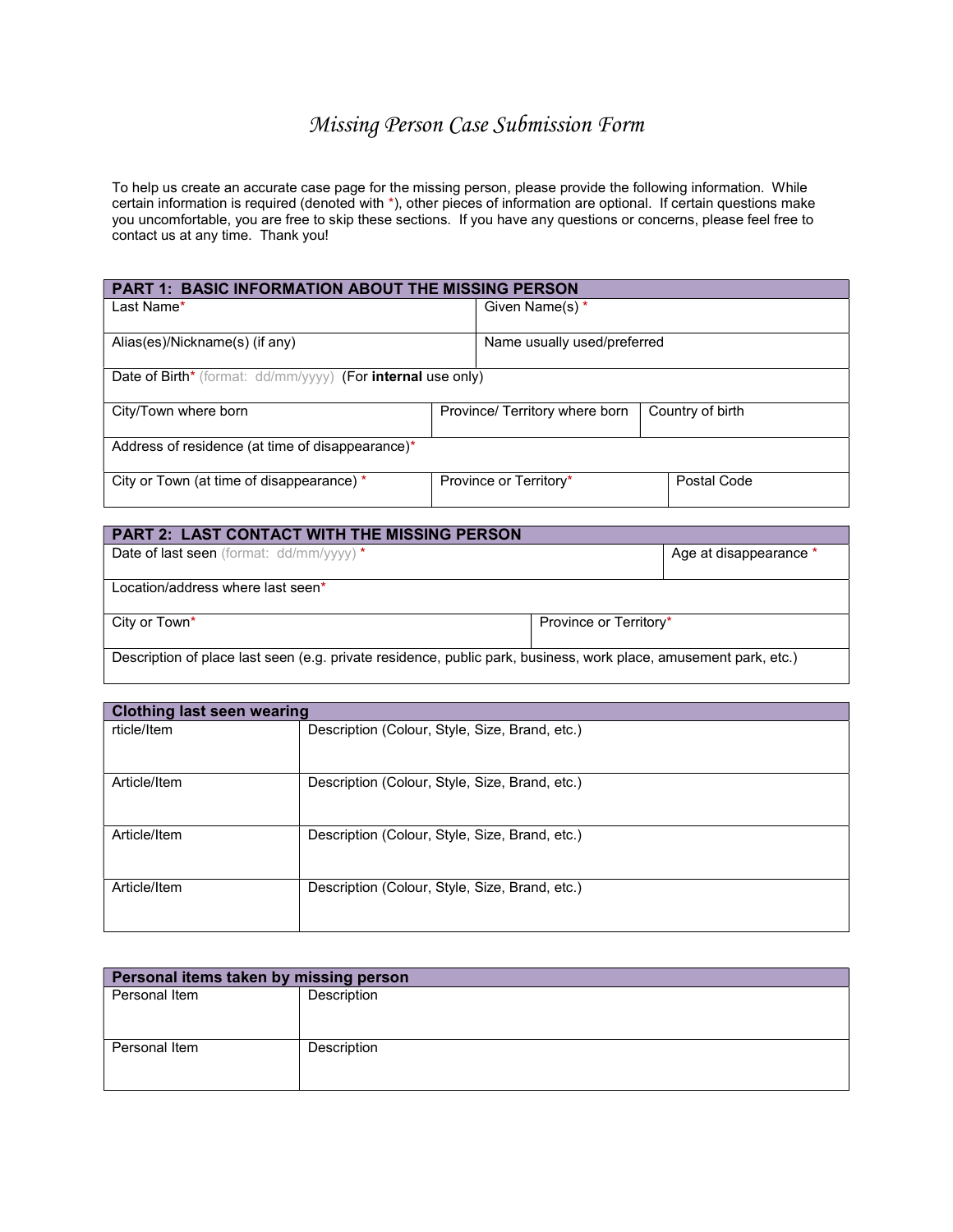# *Missing Person Case Submission Form*

To help us create an accurate case page for the missing person, please provide the following information. While certain information is required (denoted with *), other pieces of information are optional. If certain questions make you uncomfortable, you are free to skip these sections. If you have any questions or concerns, please feel free to contact us at any time. Thank you!

| **PART 1: BASIC INFORMATION ABOUT THE MISSING PERSON** | | |
|---|---|---|
| Last Name* | Given Name(s) * | |
| Alias(es)/Nickname(s) (if any) | Name usually used/preferred | |
| Date of Birth* (format: dd/mm/yyyy) (For **internal** use only) | | |
| City/Town where born | Province/ Territory where born | Country of birth |
| Address of residence (at time of disappearance)* | | |
| City or Town (at time of disappearance) * | Province or Territory* | Postal Code |

| **PART 2: LAST CONTACT WITH THE MISSING PERSON** | |
|---|---|
| Date of last seen (format: dd/mm/yyyy) * | Age at disappearance * |
| Location/address where last seen* | |
| City or Town* | Province or Territory* |
| Description of place last seen (e.g. private residence, public park, business, work place, amusement park, etc.) | |

| **Clothing last seen wearing** | |
|---|---|
| rticle/Item | Description (Colour, Style, Size, Brand, etc.) |
| Article/Item | Description (Colour, Style, Size, Brand, etc.) |
| Article/Item | Description (Colour, Style, Size, Brand, etc.) |
| Article/Item | Description (Colour, Style, Size, Brand, etc.) |

| **Personal items taken by missing person** | |
|---|---|
| Personal Item | Description |
| Personal Item | Description |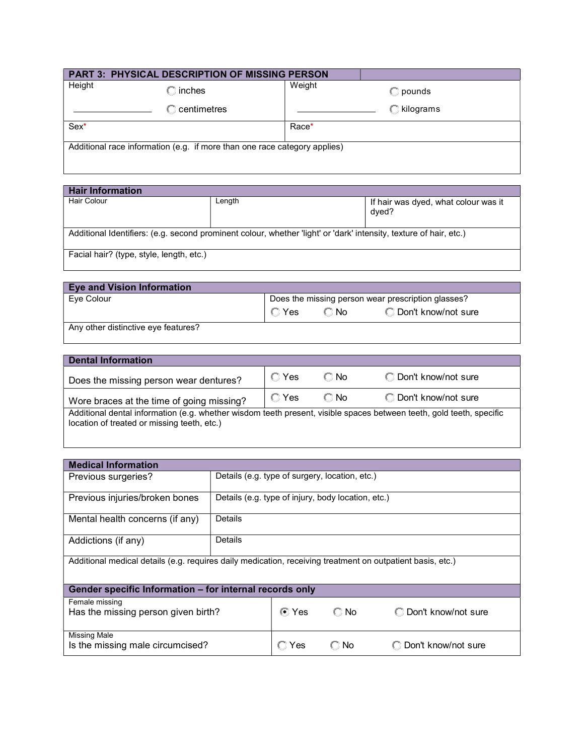## PART 3: PHYSICAL DESCRIPTION OF MISSING PERSON

| Height | | Weight | |
|---|---|---|---|
| ________________ | ○ inches<br>○ centimetres | ________________ | ○ pounds<br>○ kilograms |
| Sex* | | Race* | |
| Additional race information (e.g. if more than one race category applies) | | | |

### Hair Information

| Hair Colour | Length | If hair was dyed, what colour was it dyed? |
|---|---|---|
| | | |
| Additional Identifiers: (e.g. second prominent colour, whether 'light' or 'dark' intensity, texture of hair, etc.) | | |
| Facial hair? (type, style, length, etc.) | | |

### Eye and Vision Information

| Eye Colour | Does the missing person wear prescription glasses?<br>○ Yes ○ No ○ Don't know/not sure |
|---|---|
| Any other distinctive eye features? | |

### Dental Information

| Question | Answer |
|---|---|
| Does the missing person wear dentures? | ○ Yes ○ No ○ Don't know/not sure |
| Wore braces at the time of going missing? | ○ Yes ○ No ○ Don't know/not sure |
| Additional dental information (e.g. whether wisdom teeth present, visible spaces between teeth, gold teeth, specific location of treated or missing teeth, etc.) | |

### Medical Information

| Item | Details |
|---|---|
| Previous surgeries? | Details (e.g. type of surgery, location, etc.) |
| Previous injuries/broken bones | Details (e.g. type of injury, body location, etc.) |
| Mental health concerns (if any) | Details |
| Addictions (if any) | Details |
| Additional medical details (e.g. requires daily medication, receiving treatment on outpatient basis, etc.) | |

### Gender specific Information – for internal records only

| Question | Answer |
|---|---|
| Female missing<br>Has the missing person given birth? | ◉ Yes ○ No ○ Don't know/not sure |
| Missing Male<br>Is the missing male circumcised? | ○ Yes ○ No ○ Don't know/not sure |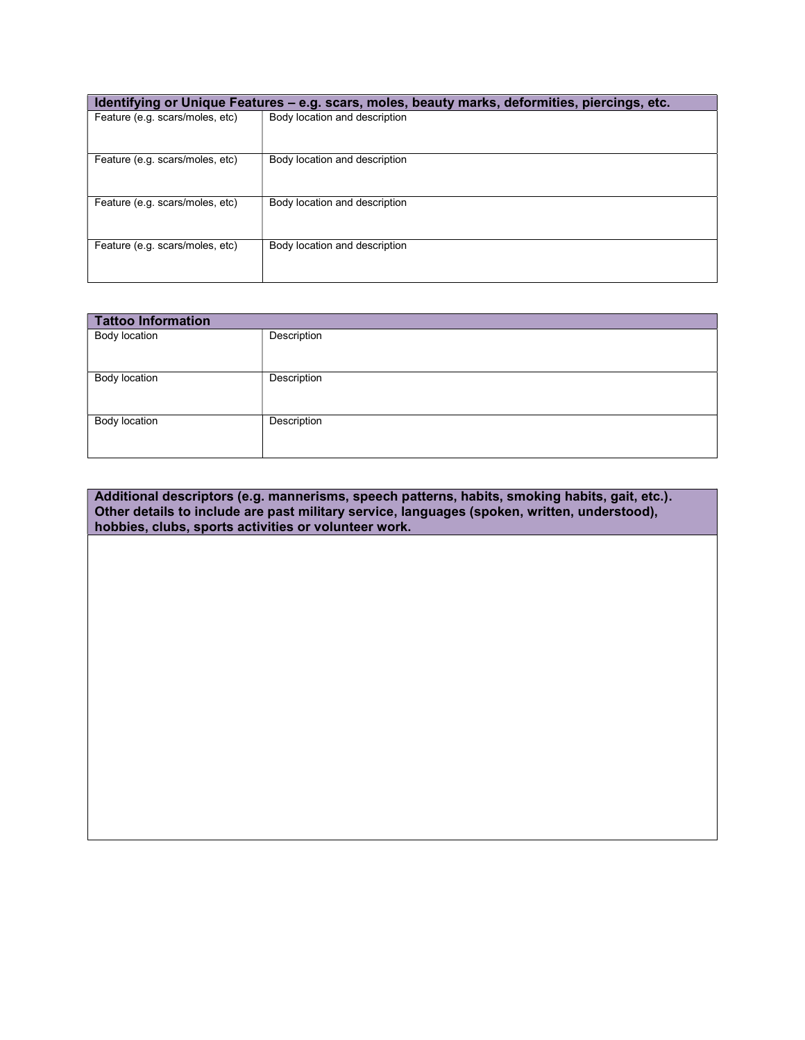| Identifying or Unique Features – e.g. scars, moles, beauty marks, deformities, piercings, etc. | |
|---|---|
| Feature (e.g. scars/moles, etc) | Body location and description |
| Feature (e.g. scars/moles, etc) | Body location and description |
| Feature (e.g. scars/moles, etc) | Body location and description |
| Feature (e.g. scars/moles, etc) | Body location and description |

| Tattoo Information | |
|---|---|
| Body location | Description |
| Body location | Description |
| Body location | Description |

| Additional descriptors (e.g. mannerisms, speech patterns, habits, smoking habits, gait, etc.). Other details to include are past military service, languages (spoken, written, understood), hobbies, clubs, sports activities or volunteer work. |
|---|
| |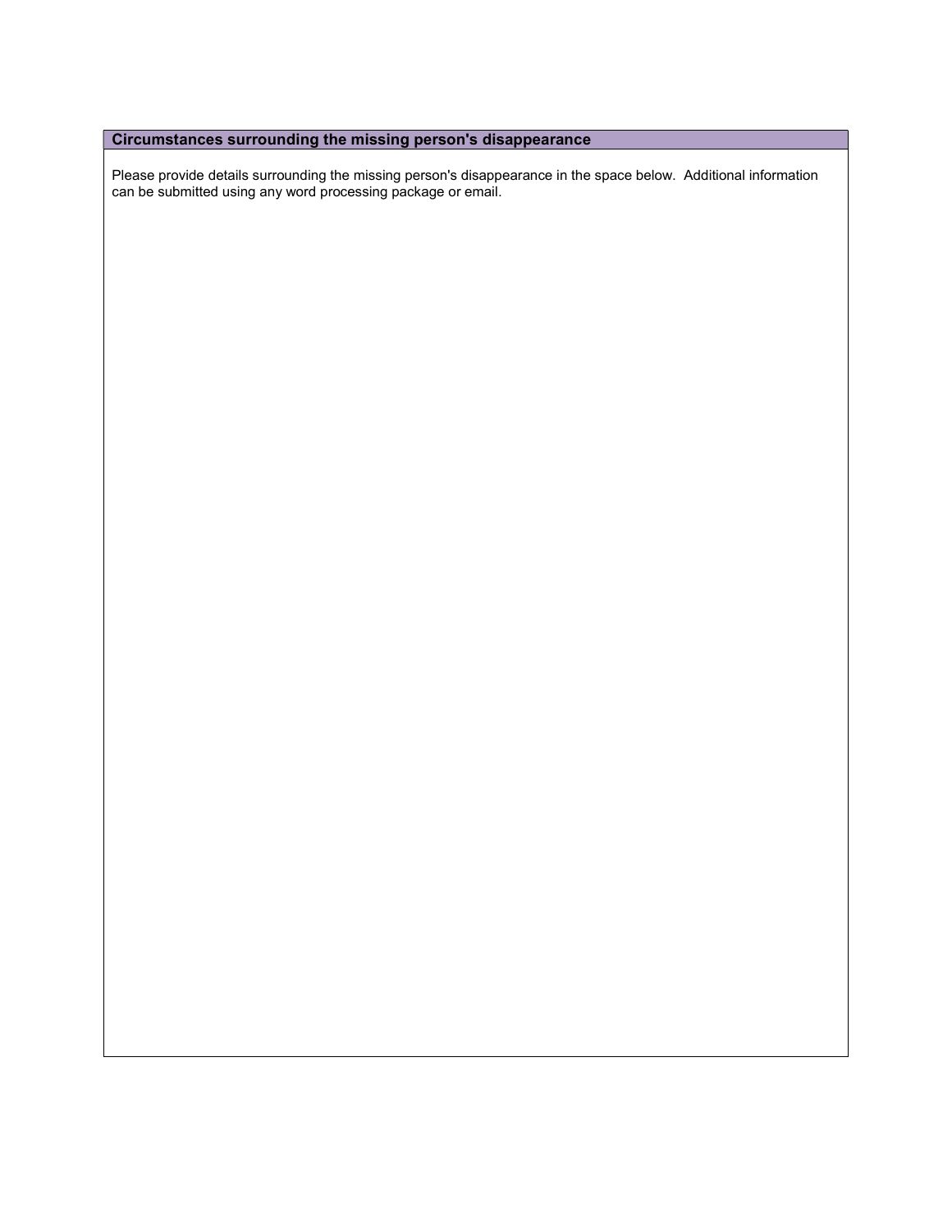## Circumstances surrounding the missing person's disappearance

Please provide details surrounding the missing person's disappearance in the space below. Additional information can be submitted using any word processing package or email.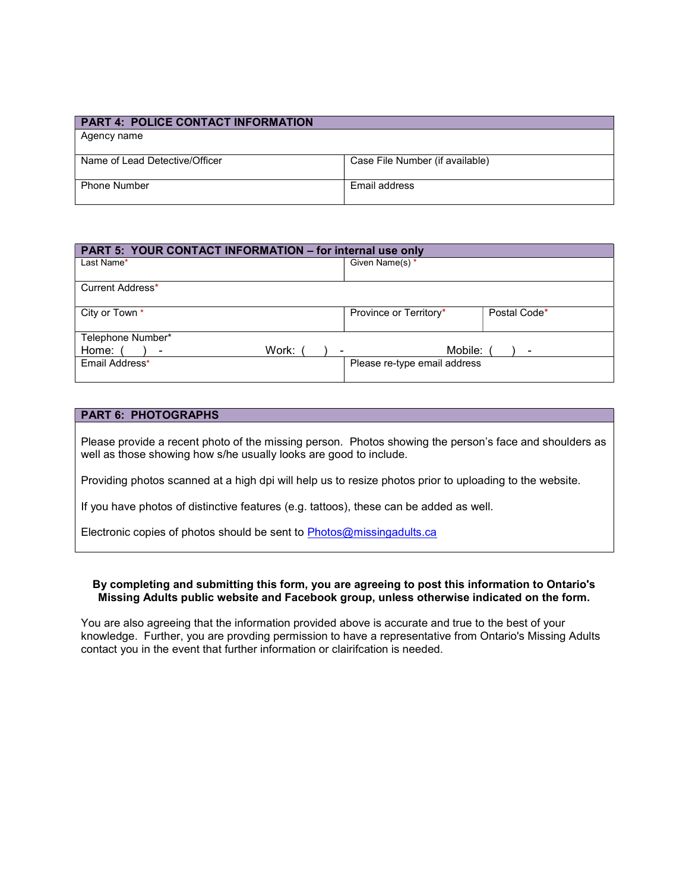## PART 4: POLICE CONTACT INFORMATION

| Agency name | |
|---|---|
| Name of Lead Detective/Officer | Case File Number (if available) |
| Phone Number | Email address |

## PART 5: YOUR CONTACT INFORMATION – for internal use only

| Last Name* | Given Name(s) * | |
|---|---|---|
| Current Address* | | |
| City or Town * | Province or Territory* | Postal Code* |
| Telephone Number* Home: ( ) - | Work: ( ) - | Mobile: ( ) - |
| Email Address* | Please re-type email address | |

## PART 6: PHOTOGRAPHS

Please provide a recent photo of the missing person. Photos showing the person's face and shoulders as well as those showing how s/he usually looks are good to include.

Providing photos scanned at a high dpi will help us to resize photos prior to uploading to the website.

If you have photos of distinctive features (e.g. tattoos), these can be added as well.

Electronic copies of photos should be sent to Photos@missingadults.ca

**By completing and submitting this form, you are agreeing to post this information to Ontario's Missing Adults public website and Facebook group, unless otherwise indicated on the form.**

You are also agreeing that the information provided above is accurate and true to the best of your knowledge. Further, you are provding permission to have a representative from Ontario's Missing Adults contact you in the event that further information or clairifcation is needed.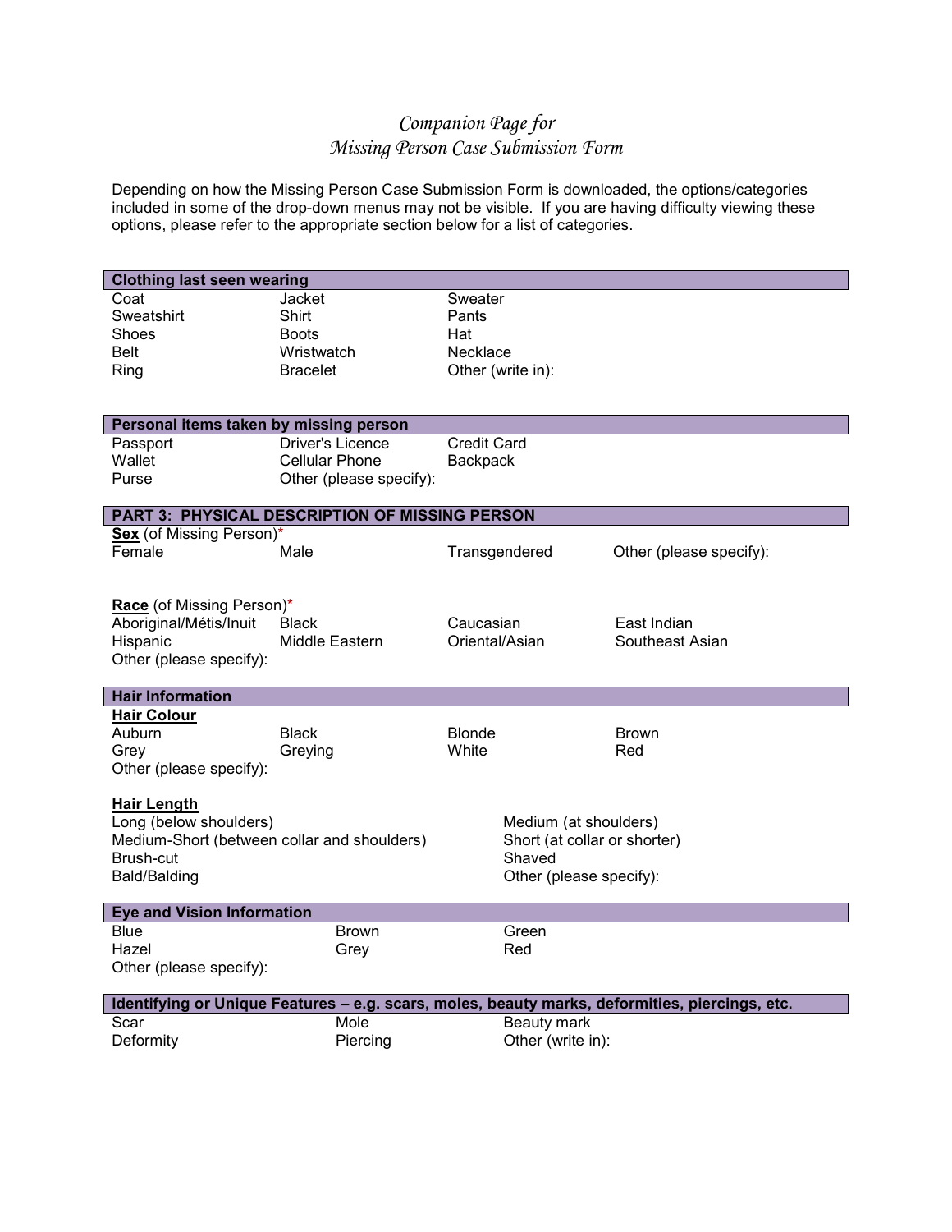# *Companion Page for Missing Person Case Submission Form*

Depending on how the Missing Person Case Submission Form is downloaded, the options/categories included in some of the drop-down menus may not be visible. If you are having difficulty viewing these options, please refer to the appropriate section below for a list of categories.

| **Clothing last seen wearing** | | |
|---|---|---|
| Coat | Jacket | Sweater |
| Sweatshirt | Shirt | Pants |
| Shoes | Boots | Hat |
| Belt | Wristwatch | Necklace |
| Ring | Bracelet | Other (write in): |

| **Personal items taken by missing person** | | |
|---|---|---|
| Passport | Driver's Licence | Credit Card |
| Wallet | Cellular Phone | Backpack |
| Purse | Other (please specify): | |

## PART 3: PHYSICAL DESCRIPTION OF MISSING PERSON

**Sex** (of Missing Person)*

| | | | |
|---|---|---|---|
| Female | Male | Transgendered | Other (please specify): |

**Race** (of Missing Person)*

| | | | |
|---|---|---|---|
| Aboriginal/Métis/Inuit | Black | Caucasian | East Indian |
| Hispanic | Middle Eastern | Oriental/Asian | Southeast Asian |
| Other (please specify): | | | |

### Hair Information

**Hair Colour**

| | | | |
|---|---|---|---|
| Auburn | Black | Blonde | Brown |
| Grey | Greying | White | Red |
| Other (please specify): | | | |

**Hair Length**

| | |
|---|---|
| Long (below shoulders) | Medium (at shoulders) |
| Medium-Short (between collar and shoulders) | Short (at collar or shorter) |
| Brush-cut | Shaved |
| Bald/Balding | Other (please specify): |

| **Eye and Vision Information** | | |
|---|---|---|
| Blue | Brown | Green |
| Hazel | Grey | Red |
| Other (please specify): | | |

| **Identifying or Unique Features – e.g. scars, moles, beauty marks, deformities, piercings, etc.** | | |
|---|---|---|
| Scar | Mole | Beauty mark |
| Deformity | Piercing | Other (write in): |